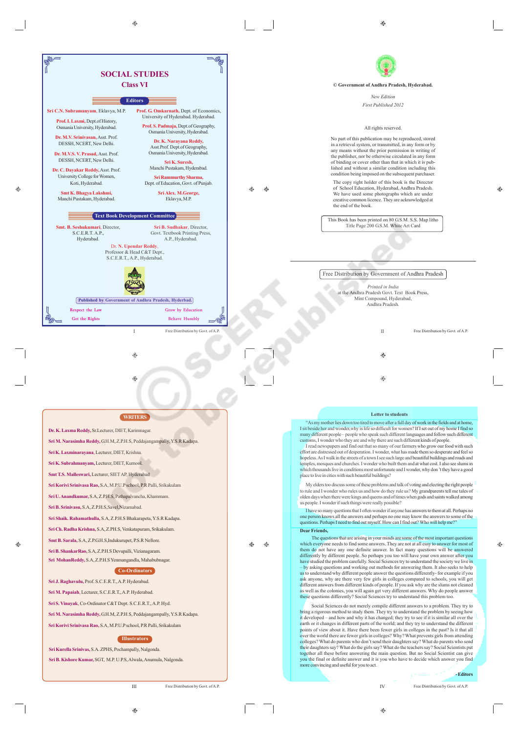# SOCIAL STUDIES

## Class VI

### Editors

**Sri C.N. Subramanyam**, Eklavya, M.P.

**Prof. I. Laxmi**, Dept.of History, Osmania University, Hyderabad.

**Dr. M.V. Srinivasan**, Asst. Prof. DESSH, NCERT, New Delhi.

**Dr. M.V.S. V. Prasad**, Asst. Prof. DESSH, NCERT, New Delhi.

**Dr. C. Dayakar Reddy**, Asst. Prof. University College for Women, Koti, Hyderabad.

**Smt K. Bhagya Lakshmi**, Manchi Pustakam, Hyderabad.

**Prof. G. Omkarnath**, Dept. of Economics, University of Hyderabad. Hyderabad.

**Prof. S. Padmaja**, Dept.of Geography, Osmania University, Hyderabad.

**Dr. K. Narayana Reddy**, Asst.Prof. Dept.of Geography, Osmania University, Hyderabad.

**Sri K. Suresh**, Manchi Pustakam, Hyderabad.

**Sri Rammurthy Sharma**, Dept. of Education, Govt. of Punjab.

**Sri Alex. M.George**, Eklavya, M.P.

### Text Book Development Committee

**Smt. B. Seshukumari**, Director, S.C.E.R.T. A.P., Hyderabad.

**Sri B. Sudhakar**, Director, Govt. Textbook Printing Press, A.P., Hyderabad.

**Dr. N. Upendar Reddy**, Professor & Head C&T Dept., S.C.E.R.T., A.P., Hyderabad.

Published by Government of Andhra Pradesh, Hyderbad.

Respect the Law — Grow by Education

Get the Rights — Behave Humbly

---

© Government of Andhra Pradesh, Hyderabad.

*New Edition*

*First Published 2012*

All rights reserved.

No part of this publication may be reproduced, stored in a retrieval system, or transmitted, in any form or by any means without the prior permission in writing of the publisher, nor be otherwise circulated in any form of binding or cover other than that in which it is published and without a similar condition including this condition being imposed on the subsequent purchaser.

The copy right holder of this book is the Director of School Education, Hyderabad, Andhra Pradesh. We have used some photographs which are under creative common licence. They are acknowledged at the end of the book.

This Book has been printed on 80 G.S.M. S.S. Map litho Title Page 200 G.S.M. White Art Card

Free Distribution by Government of Andhra Pradesh

*Printed in India*
at the Andhra Pradesh Govt. Text Book Press, Mint Compound, Hyderabad, Andhra Pradesh.

---

### WRITERS

**Dr. K. Laxma Reddy**, Sr.Lecturer, DIET, Karimnagar.

**Sri M. Narasimha Reddy**, G.H.M, Z.P.H.S, Peddajangampally, Y.S.R Kadapa.

**Sri K. Laxminarayana**, Lecturer, DIET, Krishna.

**Sri K. Subrahmanyam**, Lecturer, DIET, Kurnool.

**Smt T.S. Malleswari**, Lecturer, SIET AP, Hyderabad

**Sri Korivi Srinivasa Rao**, S.A, M.P.U.P school, P.R Palli, Srikakulam

**Sri U. Anandkumar**, S.A, Z.P.H.S, Pathapalvancha, Khammam.

**Sri B. Srinivasu**, S.A, Z.P.H.S,Savel,Nizamabad.

**Sri Shaik. Rahamathulla**, S.A, Z.P.H.S Bhakarapeta, Y.S.R Kadapa.

**Sri Ch. Radha Krishna**, S.A, Z.P.H.S, Venkatapuram, Srikakulam.

**Smt B. Sarala**, S.A, Z.P.G.H.S,Indukurupet, P.S.R Nellore.

**Sri B. ShankarRao**, S.A, Z.P.H.S Devupalli, Vizianagaram.

**Sri MohanReddy**, S.A, Z.P.H.S Yenmangandla, Mahabubnagar.

### Co-Ordinators

**Sri J. Raghavulu**, Prof. S.C.E.R.T., A.P. Hyderabad.

**Sri M. Papaiah**, Lecturer, S.C.E.R.T., A.P. Hyderabad.

**Sri S. Vinayak**, Co-Ordinator C&T Dept. S.C.E.R.T., A.P. Hyd.

**Sri M. Narasimha Reddy**, G.H.M, Z.P.H.S, Peddajangampally, Y.S.R Kadapa.

**Sri Korivi Srinivasa Rao**, S.A, M.P.U.P school, P.R Palli, Srikakulam

### Illustrators

**Sri Kurella Srinivas**, S.A. ZPHS, Pochampally, Nalgonda.

**Sri B. Kishore Kumar**, SGT, M.P. U.P.S, Alwala, Anumula, Nalgonda.

---

### Letter to students

"As my mother lies down too tired to move after a full day of work in the fields and at home, I sit beside her and wonder,why is life so difficult for women? If I set out of my home I find so many different people – people who speak such different languages and follow such different customs, I wonder who they are and why there are such different kinds of people.

I read newspapers and find out that so many of our farmers who grow our food with such effort are distressed out of desperation. I wonder, what has made them so desperate and feel so hopeless. As I walk in the streets of a town I see such large and beautiful buildings and roads and temples, mosques and churches. I wonder who built them and at what cost. I also see slums in which thousands live in conditions most unfortunate and I wonder, why don 't they have a good place to live in cities with such beautiful buildings?

My elders too discuss some of these problems and talk of voting and electing the right people to rule and I wonder who rules us and how do they rule us? My grandparents tell me tales of olden days when there were kings and queens and of times when gods and saints walked among us people. I wonder if such things were really possible?

I have so many questions that I often wonder if anyone has answers to them at all. Perhaps no one person knows all the answers and perhaps no one may know the answers to some of the questions. Perhaps I need to find out myself. How can I find out? Who will help me?"

**Dear Friends,**

The questions that are arising in your minds are some of the most important questions which everyone needs to find some answers. They are not at all easy to answer for most of them do not have any one definite answer. In fact many questions will be answered differently by different people. So perhaps you too will have your own answer after you have studied the problem carefully. Social Sciences try to understand the society we live in – by asking questions and working out methods for answering them. It also seeks to help us to understand why different people answer the questions differently- for example if you ask anyone, why are there very few girls in colleges compared to schools, you will get different answers from different kinds of people. If you ask why are the slums not cleaned as well as the colonies, you will again get very different answers. Why do people answer these questions differently? Social Sciences try to understand this problem too.

Social Sciences do not merely compile different answers to a problem. They try to bring a rigorous method to study them. They try to understand the problem by seeing how it developed – and how and why it has changed; they try to see if it is similar all over the earth or it changes in different parts of the world; and they try to understand the different points of view about it. Have there been fewer girls in colleges in the past? Is it that all over the world there are fewer girls in colleges? Why? What prevents girls from attending colleges? What do parents who don't send their daughters say? What do parents who send their daughters say? What do the girls say? What do the teachers say? Social Scientists put together all these before answering the main question. But no Social Scientist can give you the final or definite answer and it is you who have to decide which answer you find more convincing and useful for you to act.

**- Editors**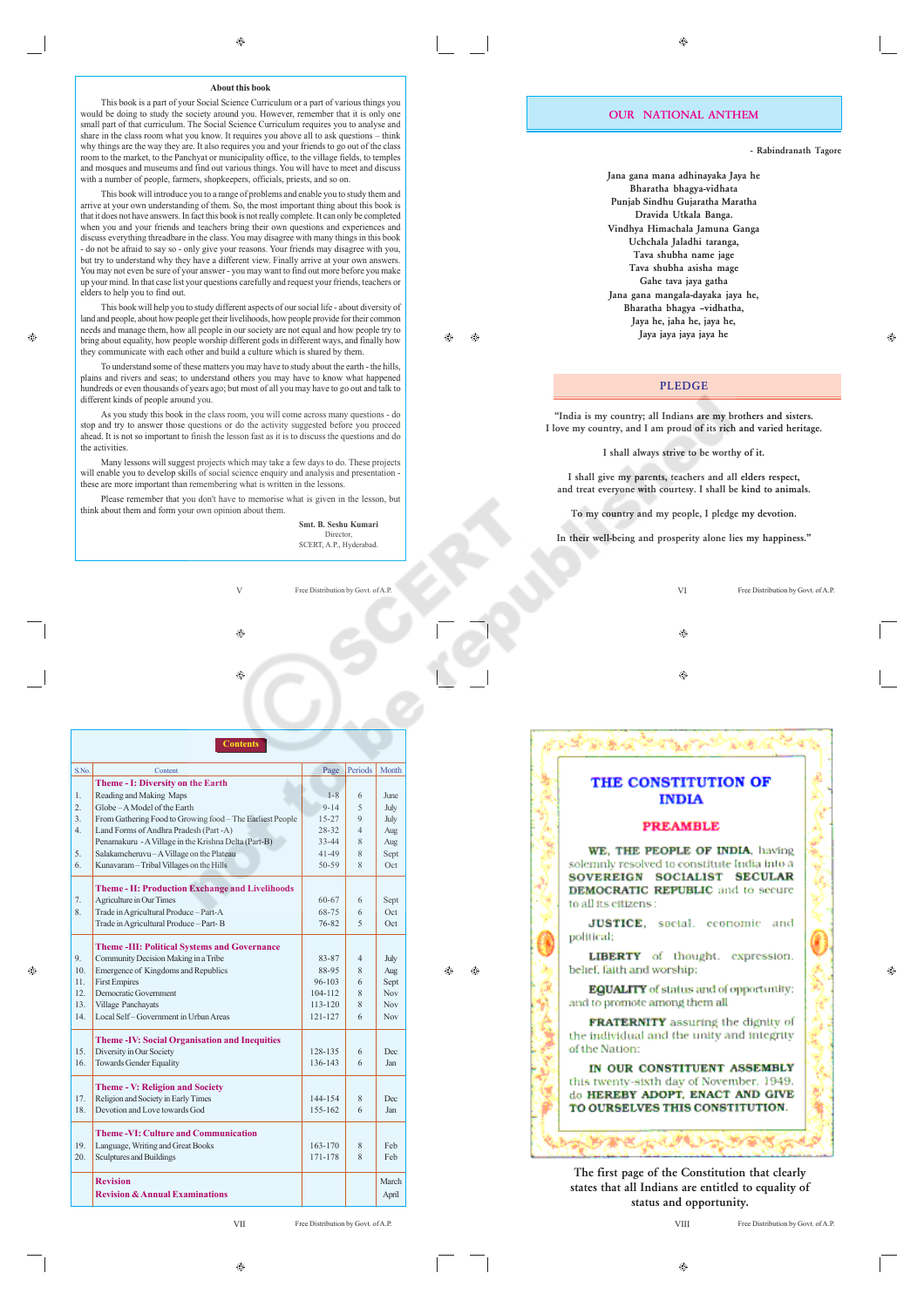## About this book

This book is a part of your Social Science Curriculum or a part of various things you would be doing to study the society around you. However, remember that it is only one small part of that curriculum. The Social Science Curriculum requires you to analyse and share in the class room what you know. It requires you above all to ask questions – think why things are the way they are. It also requires you and your friends to go out of the class room to the market, to the Panchyat or municipality office, to the village fields, to temples and mosques and museums and find out various things. You will have to meet and discuss with a number of people, farmers, shopkeepers, officials, priests, and so on.

This book will introduce you to a range of problems and enable you to study them and arrive at your own understanding of them. So, the most important thing about this book is that it does not have answers. In fact this book is not really complete. It can only be completed when you and your friends and teachers bring their own questions and experiences and discuss everything threadbare in the class. You may disagree with many things in this book - do not be afraid to say so - only give your reasons. Your friends may disagree with you, but try to understand why they have a different view. Finally arrive at your own answers. You may not even be sure of your answer - you may want to find out more before you make up your mind. In that case list your questions carefully and request your friends, teachers or elders to help you to find out.

This book will help you to study different aspects of our social life - about diversity of land and people, about how people get their livelihoods, how people provide for their common needs and manage them, how all people in our society are not equal and how people try to bring about equality, how people worship different gods in different ways, and finally how they communicate with each other and build a culture which is shared by them.

To understand some of these matters you may have to study about the earth - the hills, plains and rivers and seas; to understand others you may have to know what happened hundreds or even thousands of years ago; but most of all you may have to go out and talk to different kinds of people around you.

As you study this book in the class room, you will come across many questions - do stop and try to answer those questions or do the activity suggested before you proceed ahead. It is not so important to finish the lesson fast as it is to discuss the questions and do the activities.

Many lessons will suggest projects which may take a few days to do. These projects will enable you to develop skills of social science enquiry and analysis and presentation - these are more important than remembering what is written in the lessons.

Please remember that you don't have to memorise what is given in the lesson, but think about them and form your own opinion about them.

**Smt. B. Seshu Kumari**
Director,
SCERT, A.P., Hyderabad.

## OUR NATIONAL ANTHEM

- Rabindranath Tagore

Jana gana mana adhinayaka Jaya he
Bharatha bhagya-vidhata
Punjab Sindhu Gujaratha Maratha
Dravida Utkala Banga.
Vindhya Himachala Jamuna Ganga
Uchchala Jaladhi taranga,
Tava shubha name jage
Tava shubha asisha mage
Gahe tava jaya gatha
Jana gana mangala-dayaka jaya he,
Bharatha bhagya –vidhatha,
Jaya he, jaha he, jaya he,
Jaya jaya jaya jaya he

## PLEDGE

"India is my country; all Indians are my brothers and sisters.
I love my country, and I am proud of its rich and varied heritage.

I shall always strive to be worthy of it.

I shall give my parents, teachers and all elders respect,
and treat everyone with courtesy. I shall be kind to animals.

To my country and my people, I pledge my devotion.

In their well-being and prosperity alone lies my happiness."

## Contents

| S.No. | Content | Page | Periods | Month |
|---|---|---|---|---|
| | **Theme - I: Diversity on the Earth** | | | |
| 1. | Reading and Making Maps | 1-8 | 6 | June |
| 2. | Globe – A Model of the Earth | 9-14 | 6 | July |
| 3. | From Gathering Food to Growing food – The Earliest People | 15-27 | 9 | July |
| 4. | Land Forms of Andhra Pradesh (Part -A) | 28-32 | 4 | Aug |
| | Penamakuru - A Village in the Krishna Delta (Part-B) | 33-44 | 8 | Aug |
| 5. | Salakamcheruvu – A Village on the Plateau | 41-49 | 8 | Sept |
| 6. | Kunavaram – Tribal Villages on the Hills | 50-59 | 8 | Oct |
| | **Theme - II: Production Exchange and Livelihoods** | | | |
| 7. | Agriculture in Our Times | 60-67 | 6 | Sept |
| 8. | Trade in Agricultural Produce – Part-A | 68-75 | 6 | Oct |
| | Trade in Agricultural Produce – Part- B | 76-82 | 5 | Oct |
| | **Theme -III: Political Systems and Governance** | | | |
| 9. | Community Decision Making in a Tribe | 83-87 | 4 | July |
| 10. | Emergence of Kingdoms and Republics | 88-95 | 8 | Aug |
| 11. | First Empires | 96-103 | 8 | Sept |
| 12. | Democratic Government | 104-112 | 8 | Nov |
| 13. | Village Panchayats | 113-120 | 8 | Nov |
| 14. | Local Self – Government in Urban Areas | 121-127 | 6 | Nov |
| | **Theme -IV: Social Organisation and Inequities** | | | |
| 15. | Diversity in Our Society | 128-135 | 6 | Dec |
| 16. | Towards Gender Equality | 136-143 | 6 | Jan |
| | **Theme - V: Religion and Society** | | | |
| 17. | Religion and Society in Early Times | 144-154 | 8 | Dec |
| 18. | Devotion and Love towards God | 155-162 | 6 | Jan |
| | **Theme -VI: Culture and Communication** | | | |
| 19. | Language, Writing and Great Books | 163-170 | 8 | Feb |
| 20. | Sculptures and Buildings | 171-178 | 8 | Feb |
| | **Revision** | | | March |
| | **Revision & Annual Examinations** | | | April |

## THE CONSTITUTION OF INDIA

### PREAMBLE

**WE, THE PEOPLE OF INDIA**, having solemnly resolved to constitute India into a **SOVEREIGN SOCIALIST SECULAR DEMOCRATIC REPUBLIC** and to secure to all its citizens :

**JUSTICE**, social, economic and political;

**LIBERTY** of thought, expression, belief, faith and worship;

**EQUALITY** of status and of opportunity; and to promote among them all

**FRATERNITY** assuring the dignity of the individual and the unity and integrity of the Nation;

**IN OUR CONSTITUENT ASSEMBLY** this twenty-sixth day of November, 1949, do **HEREBY ADOPT, ENACT AND GIVE TO OURSELVES THIS CONSTITUTION.**

The first page of the Constitution that clearly states that all Indians are entitled to equality of status and opportunity.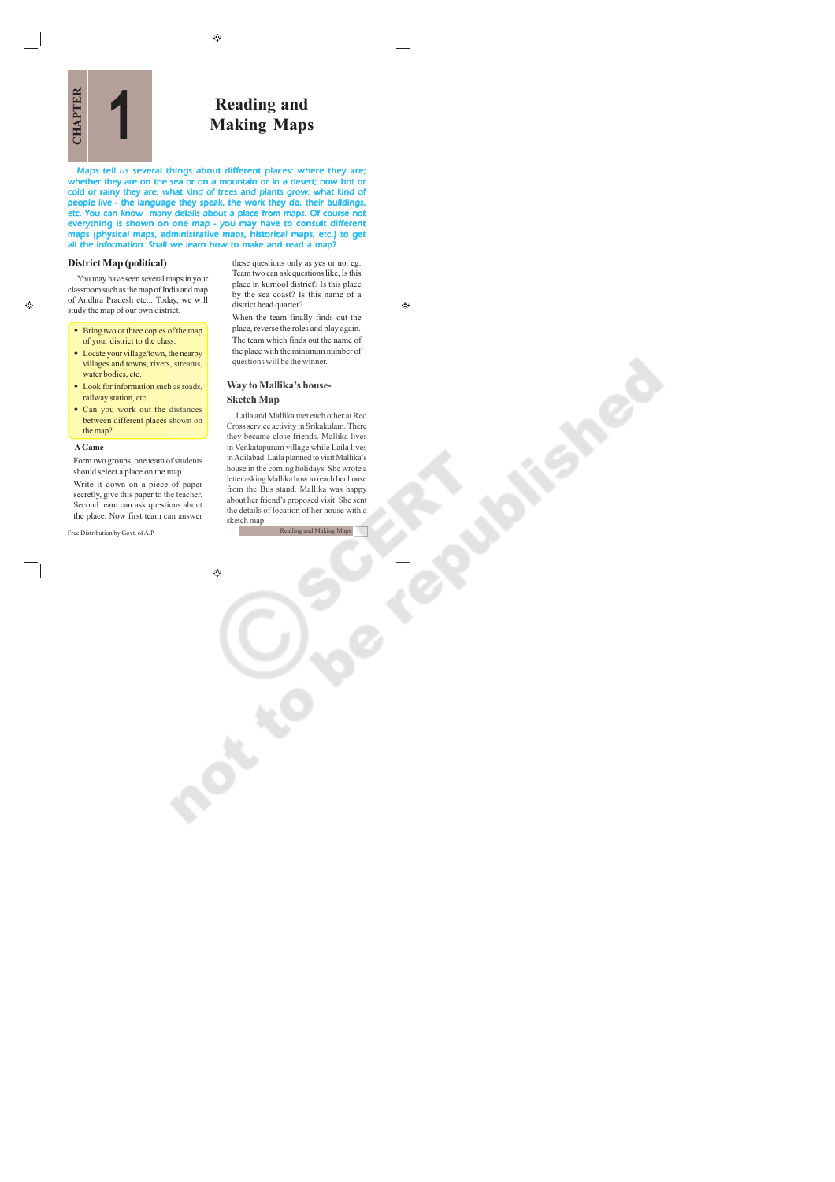# CHAPTER 1

# Reading and Making Maps

Maps tell us several things about different places: where they are; whether they are on the sea or on a mountain or in a desert; how hot or cold or rainy they are; what kind of trees and plants grow; what kind of people live - the language they speak, the work they do, their buildings, etc. You can know many details about a place from maps. Of course not everything is shown on one map - you may have to consult different maps (physical maps, administrative maps, historical maps, etc.) to get all the information. Shall we learn how to make and read a map?

## District Map (political)

You may have seen several maps in your classroom such as the map of India and map of Andhra Pradesh etc... Today, we will study the map of our own district.

- Bring two or three copies of the map of your district to the class.
- Locate your village/town, the nearby villages and towns, rivers, streams, water bodies, etc.
- Look for information such as roads, railway station, etc.
- Can you work out the distances between different places shown on the map?

### A Game

Form two groups, one team of students should select a place on the map.

Write it down on a piece of paper secretly, give this paper to the teacher. Second team can ask questions about the place. Now first team can answer these questions only as yes or no. eg: Team two can ask questions like, Is this place in kurnool district? Is this place by the sea coast? Is this name of a district head quarter?

When the team finally finds out the place, reverse the roles and play again.

The team which finds out the name of the place with the minimum number of questions will be the winner.

## Way to Mallika's house- Sketch Map

Laila and Mallika met each other at Red Cross service activity in Srikakulam. There they became close friends. Mallika lives in Venkatapuram village while Laila lives in Adilabad. Laila planned to visit Mallika's house in the coming holidays. She wrote a letter asking Mallika how to reach her house from the Bus stand. Mallika was happy about her friend's proposed visit. She sent the details of location of her house with a sketch map.